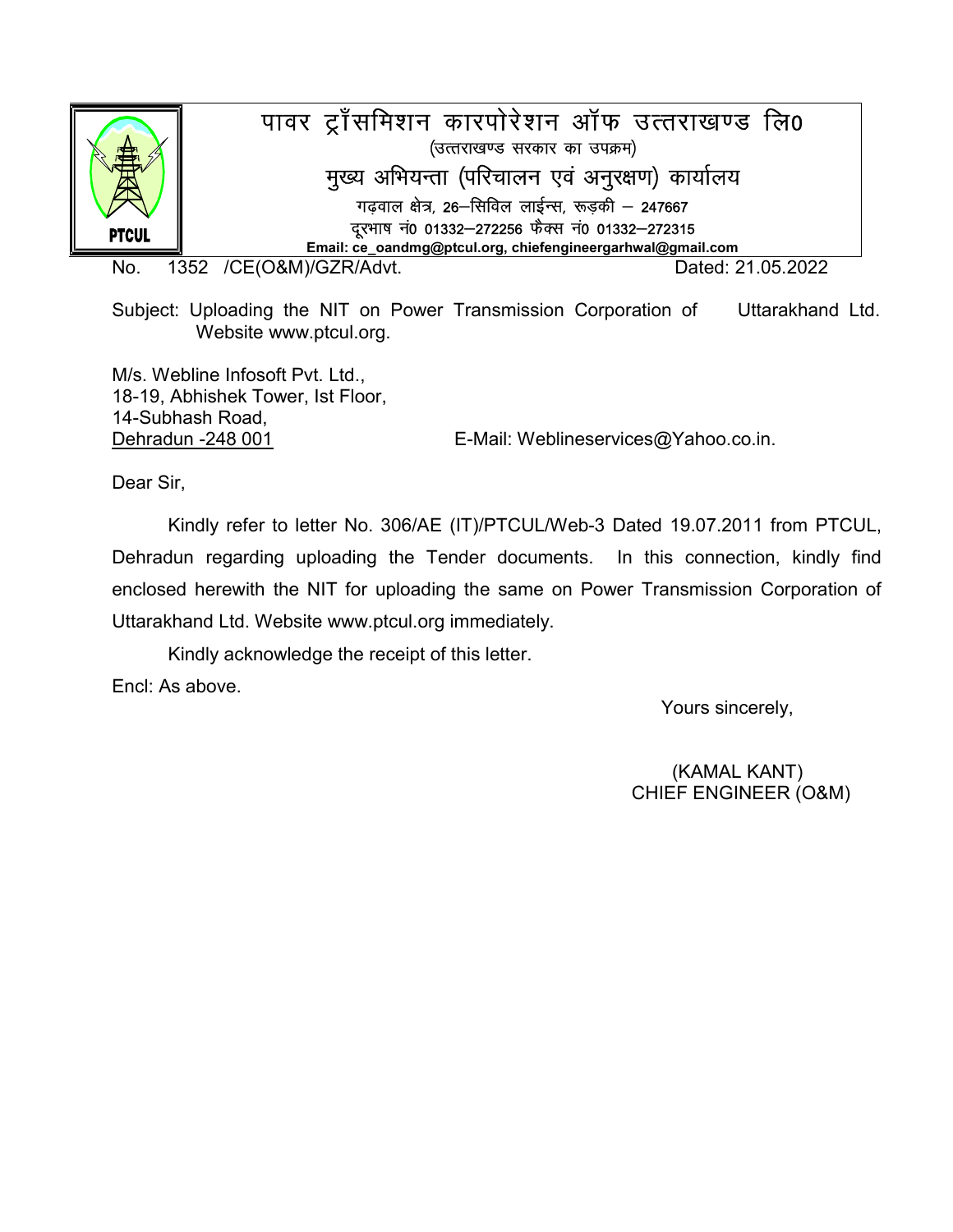# पावर ट्राँसमिशन कारपोरेशन ऑफ उत्तराखण्ड लि0

(उत्तराखण्ड सरकार का उपक्रम)

## मुख्य अभियन्ता (परिचालन एवं अनुरक्षण) कार्यालय

गढ़वाल क्षेत्र, 26–सिविल लाईन्स, रूड़की – 247667

दूरभाष नं0 01332–272256 फैक्स नं0 01332–272315

**Email: ce_oandmg@ptcul.org, chiefengineergarhwal@gmail.com**

PTCUL

No. 1352 /CE(O&M)/GZR/Advt. Dated: 21.05.2022

Subject: Uploading the NIT on Power Transmission Corporation of Uttarakhand Ltd. Website www.ptcul.org.

M/s. Webline Infosoft Pvt. Ltd.,
18-19, Abhishek Tower, Ist Floor,
14-Subhash Road,
Dehradun -248 001 E-Mail: Weblineservices@Yahoo.co.in.

Dear Sir,

Kindly refer to letter No. 306/AE (IT)/PTCUL/Web-3 Dated 19.07.2011 from PTCUL, Dehradun regarding uploading the Tender documents. In this connection, kindly find enclosed herewith the NIT for uploading the same on Power Transmission Corporation of Uttarakhand Ltd. Website www.ptcul.org immediately.

Kindly acknowledge the receipt of this letter.

Encl: As above.

Yours sincerely,

(KAMAL KANT)
CHIEF ENGINEER (O&M)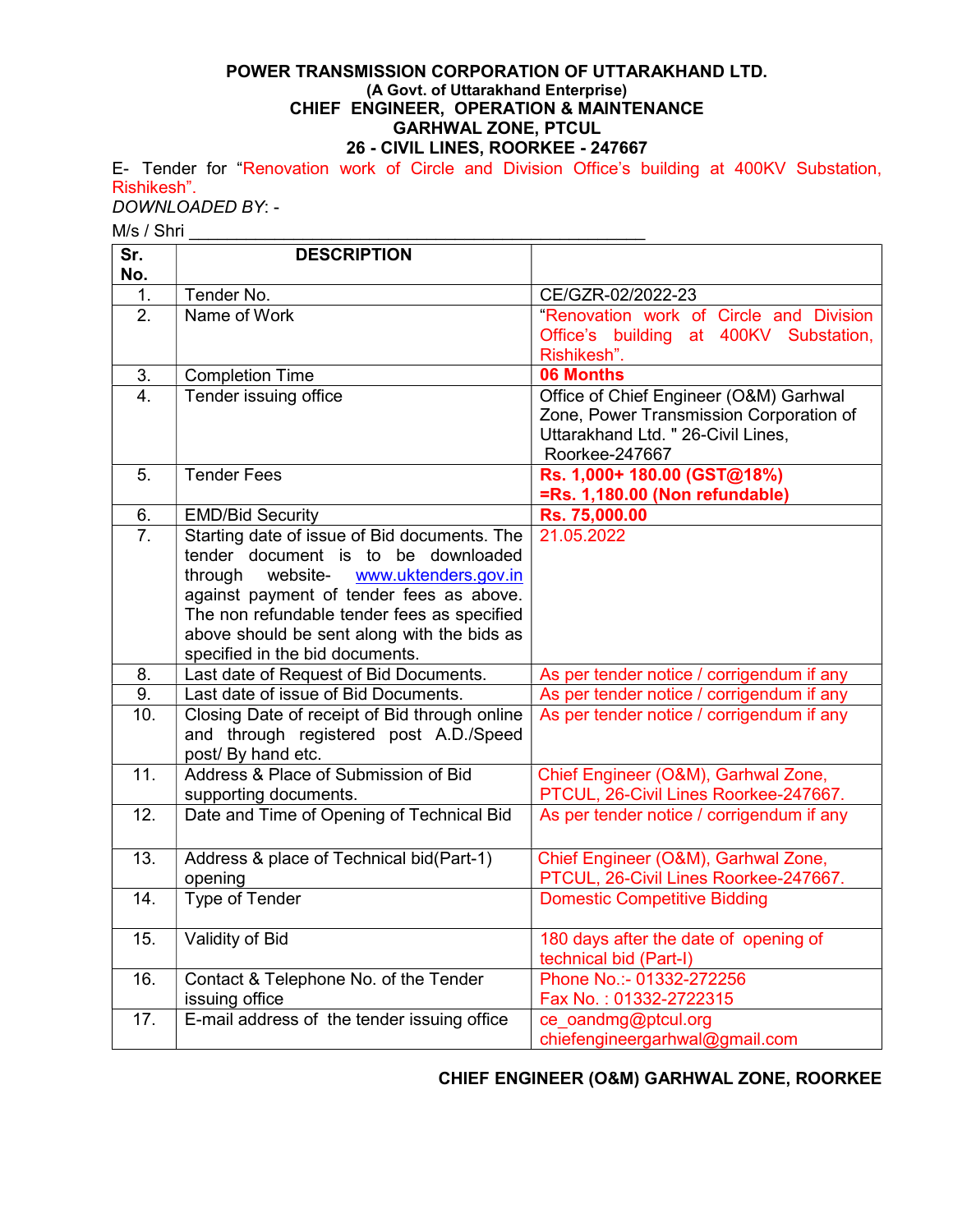**POWER TRANSMISSION CORPORATION OF UTTARAKHAND LTD.**
**(A Govt. of Uttarakhand Enterprise)**
**CHIEF ENGINEER, OPERATION & MAINTENANCE**
**GARHWAL ZONE, PTCUL**
**26 - CIVIL LINES, ROORKEE - 247667**

E- Tender for "Renovation work of Circle and Division Office's building at 400KV Substation, Rishikesh".

*DOWNLOADED BY*: -

M/s / Shri ______________________________________________

| Sr. No. | DESCRIPTION | |
|---|---|---|
| 1. | Tender No. | CE/GZR-02/2022-23 |
| 2. | Name of Work | "Renovation work of Circle and Division Office's building at 400KV Substation, Rishikesh". |
| 3. | Completion Time | **06 Months** |
| 4. | Tender issuing office | Office of Chief Engineer (O&M) Garhwal Zone, Power Transmission Corporation of Uttarakhand Ltd. " 26-Civil Lines, Roorkee-247667 |
| 5. | Tender Fees | **Rs. 1,000+ 180.00 (GST@18%) =Rs. 1,180.00 (Non refundable)** |
| 6. | EMD/Bid Security | **Rs. 75,000.00** |
| 7. | Starting date of issue of Bid documents. The tender document is to be downloaded through website- www.uktenders.gov.in against payment of tender fees as above. The non refundable tender fees as specified above should be sent along with the bids as specified in the bid documents. | 21.05.2022 |
| 8. | Last date of Request of Bid Documents. | As per tender notice / corrigendum if any |
| 9. | Last date of issue of Bid Documents. | As per tender notice / corrigendum if any |
| 10. | Closing Date of receipt of Bid through online and through registered post A.D./Speed post/ By hand etc. | As per tender notice / corrigendum if any |
| 11. | Address & Place of Submission of Bid supporting documents. | Chief Engineer (O&M), Garhwal Zone, PTCUL, 26-Civil Lines Roorkee-247667. |
| 12. | Date and Time of Opening of Technical Bid | As per tender notice / corrigendum if any |
| 13. | Address & place of Technical bid(Part-1) opening | Chief Engineer (O&M), Garhwal Zone, PTCUL, 26-Civil Lines Roorkee-247667. |
| 14. | Type of Tender | Domestic Competitive Bidding |
| 15. | Validity of Bid | 180 days after the date of opening of technical bid (Part-I) |
| 16. | Contact & Telephone No. of the Tender issuing office | Phone No.:- 01332-272256<br>Fax No. : 01332-2722315 |
| 17. | E-mail address of the tender issuing office | ce_oandmg@ptcul.org<br>chiefengineergarhwal@gmail.com |

**CHIEF ENGINEER (O&M) GARHWAL ZONE, ROORKEE**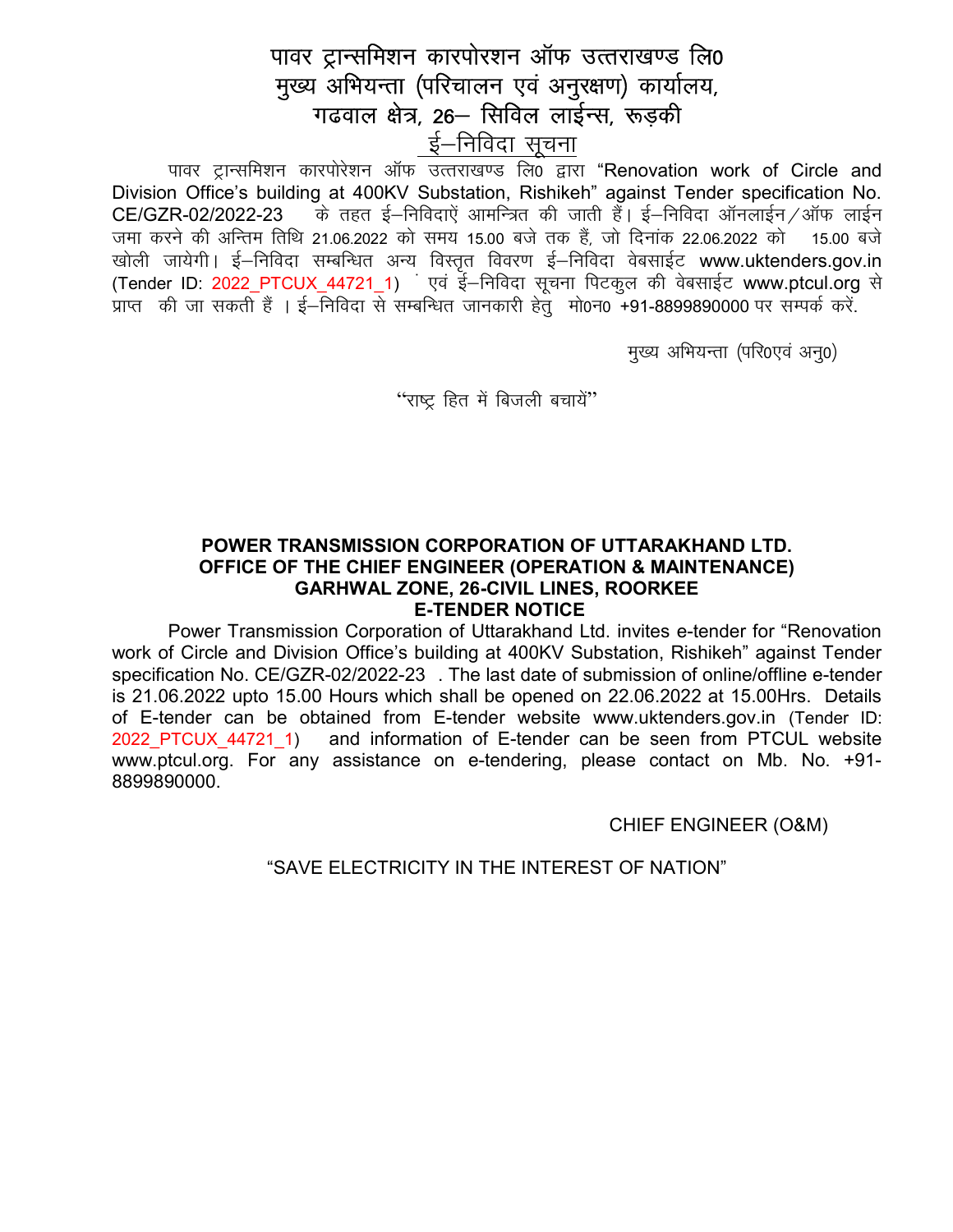# पावर ट्रान्समिशन कारपोरशन ऑफ उत्तराखण्ड लि0
## मुख्य अभियन्ता (परिचालन एवं अनुरक्षण) कार्यालय,
## गढवाल क्षेत्र, 26– सिविल लाईन्स, रूड़की
### ई–निविदा सूचना

पावर ट्रान्समिशन कारपोरेशन ऑफ उत्तराखण्ड लि0 द्वारा "Renovation work of Circle and Division Office's building at 400KV Substation, Rishikeh" against Tender specification No. CE/GZR-02/2022-23 के तहत ई–निविदाऐं आमन्त्रित की जाती हैं। ई–निविदा ऑनलाईन/ऑफ लाईन जमा करने की अन्तिम तिथि 21.06.2022 को समय 15.00 बजे तक हैं, जो दिनांक 22.06.2022 को 15.00 बजे खोली जायेगी। ई–निविदा सम्बन्धित अन्य विस्तृत विवरण ई–निविदा वेबसाईट www.uktenders.gov.in (Tender ID: 2022_PTCUX_44721_1) एवं ई–निविदा सूचना पिटकुल की वेबसाईट www.ptcul.org से प्राप्त की जा सकती हैं । ई–निविदा से सम्बन्धित जानकारी हेतु मो0न0 +91-8899890000 पर सम्पर्क करें.

मुख्य अभियन्ता (परि0एवं अनु0)

"राष्ट्र हित में बिजली बचायें"

# POWER TRANSMISSION CORPORATION OF UTTARAKHAND LTD.
## OFFICE OF THE CHIEF ENGINEER (OPERATION & MAINTENANCE)
## GARHWAL ZONE, 26-CIVIL LINES, ROORKEE
### E-TENDER NOTICE

Power Transmission Corporation of Uttarakhand Ltd. invites e-tender for "Renovation work of Circle and Division Office's building at 400KV Substation, Rishikeh" against Tender specification No. CE/GZR-02/2022-23 . The last date of submission of online/offline e-tender is 21.06.2022 upto 15.00 Hours which shall be opened on 22.06.2022 at 15.00Hrs. Details of E-tender can be obtained from E-tender website www.uktenders.gov.in (Tender ID: 2022_PTCUX_44721_1) and information of E-tender can be seen from PTCUL website www.ptcul.org. For any assistance on e-tendering, please contact on Mb. No. +91-8899890000.

CHIEF ENGINEER (O&M)

"SAVE ELECTRICITY IN THE INTEREST OF NATION"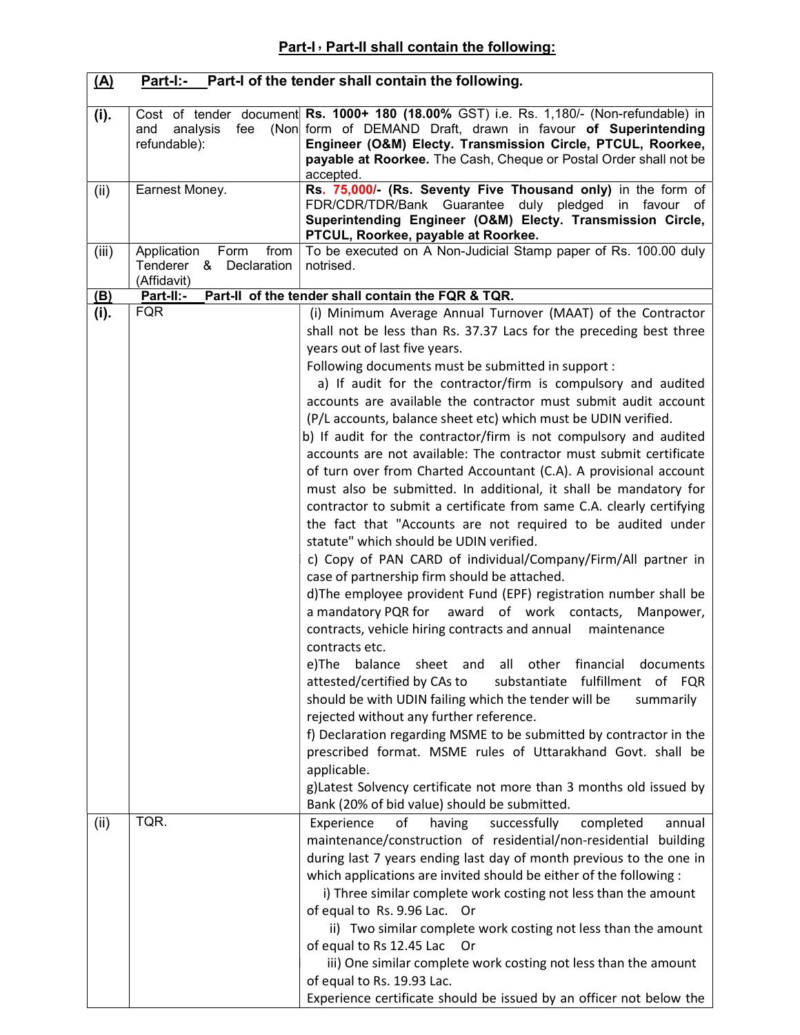## Part-I , Part-II shall contain the following:

| (A) | Part-I:- Part-I of the tender shall contain the following. | |
|---|---|---|
| (i). | Cost of tender document and analysis fee (Non refundable): | **Rs. 1000+ 180 (18.00%** GST) i.e. Rs. 1,180/- (Non-refundable) in form of DEMAND Draft, drawn in favour **of Superintending Engineer (O&M) Electy. Transmission Circle, PTCUL, Roorkee, payable at Roorkee.** The Cash, Cheque or Postal Order shall not be accepted. |
| (ii) | Earnest Money. | **Rs. 75,000/- (Rs. Seventy Five Thousand only)** in the form of FDR/CDR/TDR/Bank Guarantee duly pledged in favour of **Superintending Engineer (O&M) Electy. Transmission Circle, PTCUL, Roorkee, payable at Roorkee.** |
| (iii) | Application Form from Tenderer & Declaration (Affidavit) | To be executed on A Non-Judicial Stamp paper of Rs. 100.00 duly notrised. |
| **(B)** | **Part-II:- Part-II of the tender shall contain the FQR & TQR.** | |
| (i). | FQR | (i) Minimum Average Annual Turnover (MAAT) of the Contractor shall not be less than Rs. 37.37 Lacs for the preceding best three years out of last five years.<br>Following documents must be submitted in support :<br>a) If audit for the contractor/firm is compulsory and audited accounts are available the contractor must submit audit account (P/L accounts, balance sheet etc) which must be UDIN verified.<br>b) If audit for the contractor/firm is not compulsory and audited accounts are not available: The contractor must submit certificate of turn over from Charted Accountant (C.A). A provisional account must also be submitted. In additional, it shall be mandatory for contractor to submit a certificate from same C.A. clearly certifying the fact that "Accounts are not required to be audited under statute" which should be UDIN verified.<br>c) Copy of PAN CARD of individual/Company/Firm/All partner in case of partnership firm should be attached.<br>d)The employee provident Fund (EPF) registration number shall be a mandatory PQR for award of work contacts, Manpower, contracts, vehicle hiring contracts and annual maintenance contracts etc.<br>e)The balance sheet and all other financial documents attested/certified by CAs to substantiate fulfillment of FQR should be with UDIN failing which the tender will be summarily rejected without any further reference.<br>f) Declaration regarding MSME to be submitted by contractor in the prescribed format. MSME rules of Uttarakhand Govt. shall be applicable.<br>g)Latest Solvency certificate not more than 3 months old issued by Bank (20% of bid value) should be submitted. |
| (ii) | TQR. | Experience of having successfully completed annual maintenance/construction of residential/non-residential building during last 7 years ending last day of month previous to the one in which applications are invited should be either of the following :<br>i) Three similar complete work costing not less than the amount of equal to Rs. 9.96 Lac. Or<br>ii) Two similar complete work costing not less than the amount of equal to Rs 12.45 Lac Or<br>iii) One similar complete work costing not less than the amount of equal to Rs. 19.93 Lac.<br>Experience certificate should be issued by an officer not below the |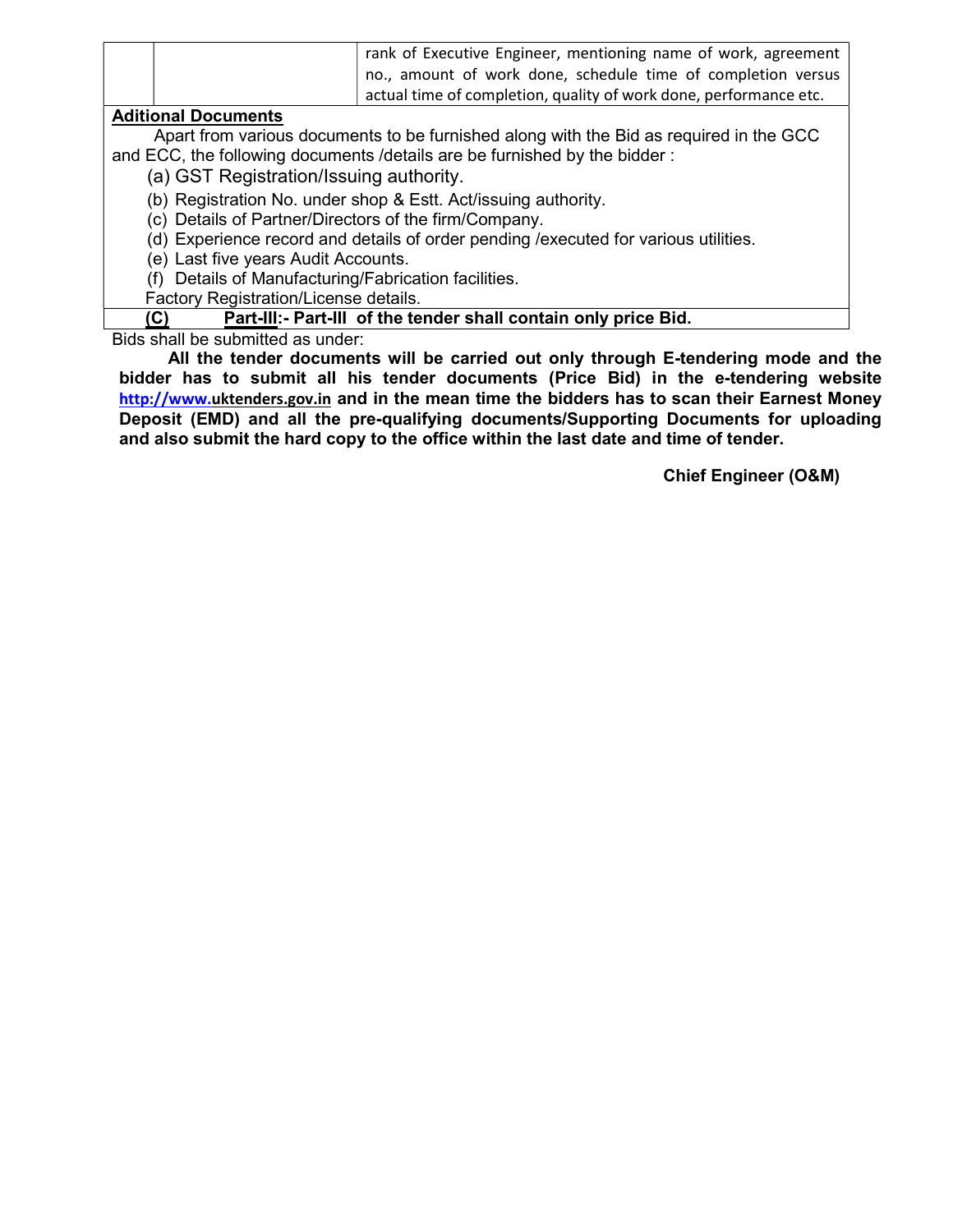| | | rank of Executive Engineer, mentioning name of work, agreement no., amount of work done, schedule time of completion versus actual time of completion, quality of work done, performance etc. |
|---|---|---|

**Aditional Documents**

Apart from various documents to be furnished along with the Bid as required in the GCC and ECC, the following documents /details are be furnished by the bidder :

(a) GST Registration/Issuing authority.

(b) Registration No. under shop & Estt. Act/issuing authority.

(c) Details of Partner/Directors of the firm/Company.

(d) Experience record and details of order pending /executed for various utilities.

(e) Last five years Audit Accounts.

(f) Details of Manufacturing/Fabrication facilities.

Factory Registration/License details.

**(C) Part-III:- Part-III of the tender shall contain only price Bid.**

Bids shall be submitted as under:

**All the tender documents will be carried out only through E-tendering mode and the bidder has to submit all his tender documents (Price Bid) in the e-tendering website http://www.uktenders.gov.in and in the mean time the bidders has to scan their Earnest Money Deposit (EMD) and all the pre-qualifying documents/Supporting Documents for uploading and also submit the hard copy to the office within the last date and time of tender.**

**Chief Engineer (O&M)**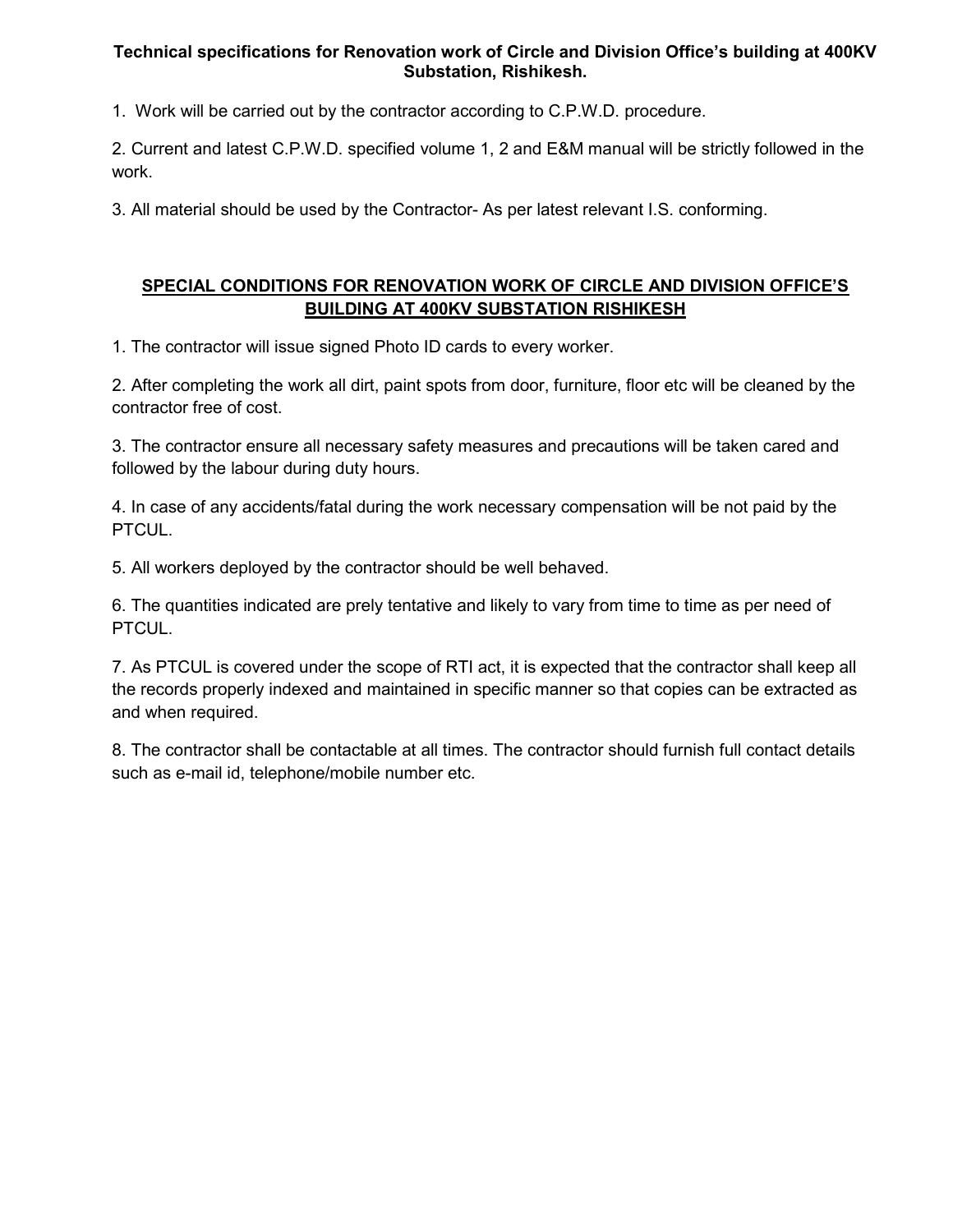**Technical specifications for Renovation work of Circle and Division Office's building at 400KV Substation, Rishikesh.**

1. Work will be carried out by the contractor according to C.P.W.D. procedure.

2. Current and latest C.P.W.D. specified volume 1, 2 and E&M manual will be strictly followed in the work.

3. All material should be used by the Contractor- As per latest relevant I.S. conforming.

## SPECIAL CONDITIONS FOR RENOVATION WORK OF CIRCLE AND DIVISION OFFICE'S BUILDING AT 400KV SUBSTATION RISHIKESH

1. The contractor will issue signed Photo ID cards to every worker.

2. After completing the work all dirt, paint spots from door, furniture, floor etc will be cleaned by the contractor free of cost.

3. The contractor ensure all necessary safety measures and precautions will be taken cared and followed by the labour during duty hours.

4. In case of any accidents/fatal during the work necessary compensation will be not paid by the PTCUL.

5. All workers deployed by the contractor should be well behaved.

6. The quantities indicated are prely tentative and likely to vary from time to time as per need of PTCUL.

7. As PTCUL is covered under the scope of RTI act, it is expected that the contractor shall keep all the records properly indexed and maintained in specific manner so that copies can be extracted as and when required.

8. The contractor shall be contactable at all times. The contractor should furnish full contact details such as e-mail id, telephone/mobile number etc.